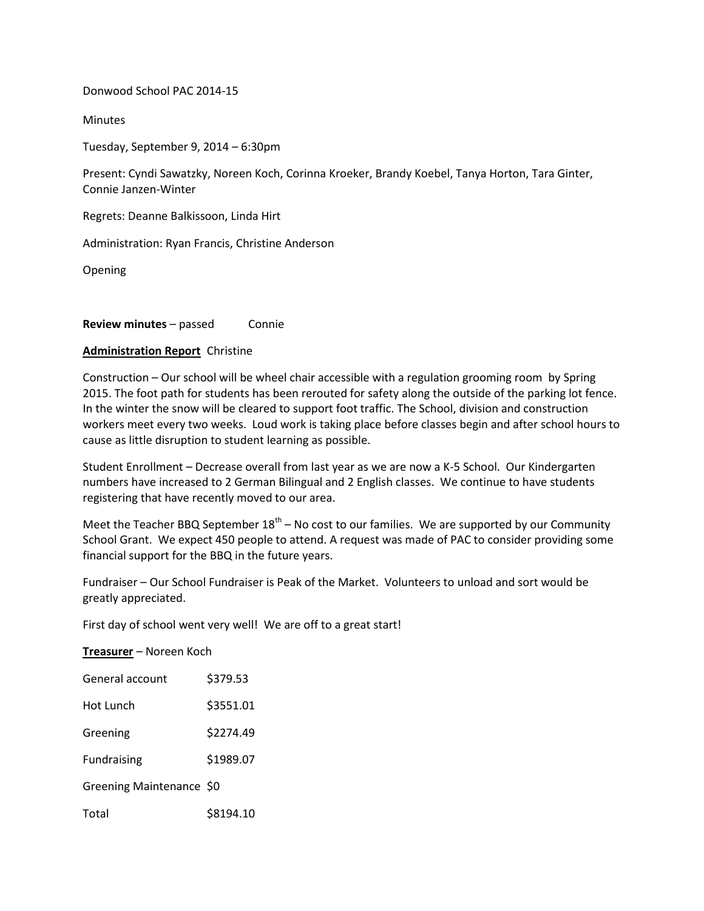Donwood School PAC 2014-15

Minutes

Tuesday, September 9, 2014 – 6:30pm

Present: Cyndi Sawatzky, Noreen Koch, Corinna Kroeker, Brandy Koebel, Tanya Horton, Tara Ginter, Connie Janzen-Winter

Regrets: Deanne Balkissoon, Linda Hirt

Administration: Ryan Francis, Christine Anderson

Opening

**Review minutes** – passed Connie

**<u>Administration Report</u>** Christine

Construction – Our school will be wheel chair accessible with a regulation grooming room by Spring 2015. The foot path for students has been rerouted for safety along the outside of the parking lot fence. In the winter the snow will be cleared to support foot traffic. The School, division and construction workers meet every two weeks. Loud work is taking place before classes begin and after school hours to cause as little disruption to student learning as possible.

Student Enrollment – Decrease overall from last year as we are now a K-5 School. Our Kindergarten numbers have increased to 2 German Bilingual and 2 English classes. We continue to have students registering that have recently moved to our area.

Meet the Teacher BBQ September 18th – No cost to our families. We are supported by our Community School Grant. We expect 450 people to attend. A request was made of PAC to consider providing some financial support for the BBQ in the future years.

Fundraiser – Our School Fundraiser is Peak of the Market. Volunteers to unload and sort would be greatly appreciated.

First day of school went very well! We are off to a great start!

**<u>Treasurer</u>** – Noreen Koch

| | |
|---|---|
| General account | $379.53 |
| Hot Lunch | $3551.01 |
| Greening | $2274.49 |
| Fundraising | $1989.07 |
| Greening Maintenance | $0 |
| Total | $8194.10 |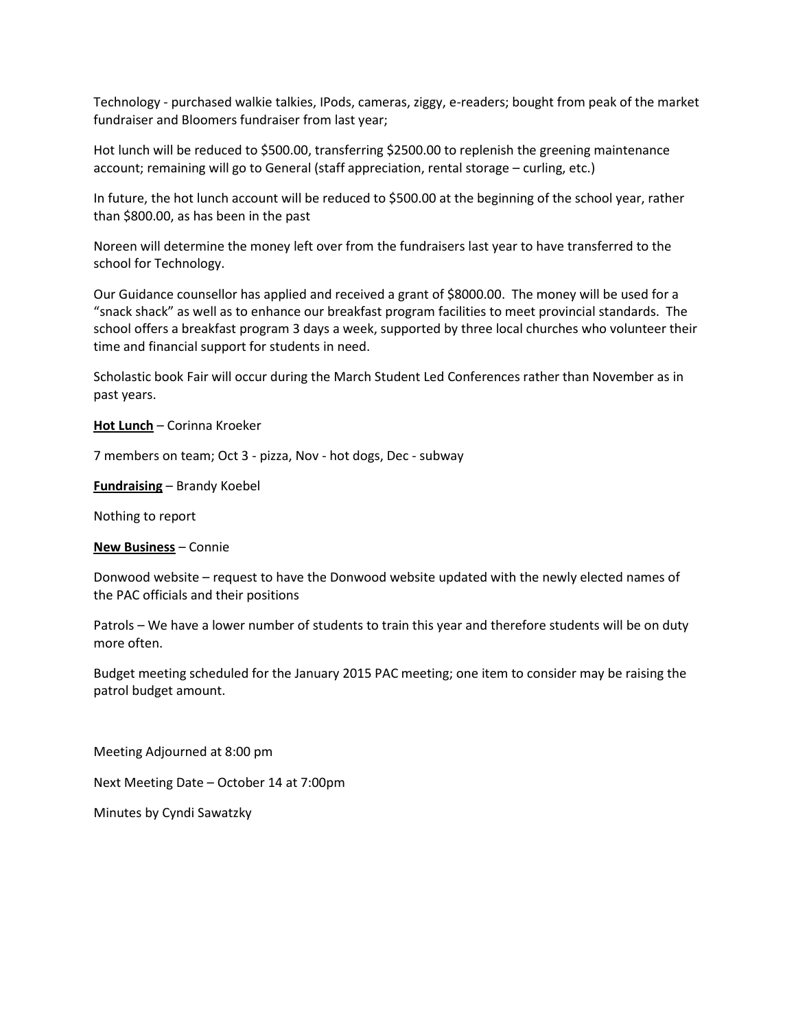Technology - purchased walkie talkies, IPods, cameras, ziggy, e-readers; bought from peak of the market fundraiser and Bloomers fundraiser from last year;

Hot lunch will be reduced to $500.00, transferring $2500.00 to replenish the greening maintenance account; remaining will go to General (staff appreciation, rental storage – curling, etc.)

In future, the hot lunch account will be reduced to $500.00 at the beginning of the school year, rather than $800.00, as has been in the past

Noreen will determine the money left over from the fundraisers last year to have transferred to the school for Technology.

Our Guidance counsellor has applied and received a grant of $8000.00. The money will be used for a "snack shack" as well as to enhance our breakfast program facilities to meet provincial standards. The school offers a breakfast program 3 days a week, supported by three local churches who volunteer their time and financial support for students in need.

Scholastic book Fair will occur during the March Student Led Conferences rather than November as in past years.

**Hot Lunch** – Corinna Kroeker

7 members on team; Oct 3 - pizza, Nov - hot dogs, Dec - subway

**Fundraising** – Brandy Koebel

Nothing to report

**New Business** – Connie

Donwood website – request to have the Donwood website updated with the newly elected names of the PAC officials and their positions

Patrols – We have a lower number of students to train this year and therefore students will be on duty more often.

Budget meeting scheduled for the January 2015 PAC meeting; one item to consider may be raising the patrol budget amount.

Meeting Adjourned at 8:00 pm

Next Meeting Date – October 14 at 7:00pm

Minutes by Cyndi Sawatzky